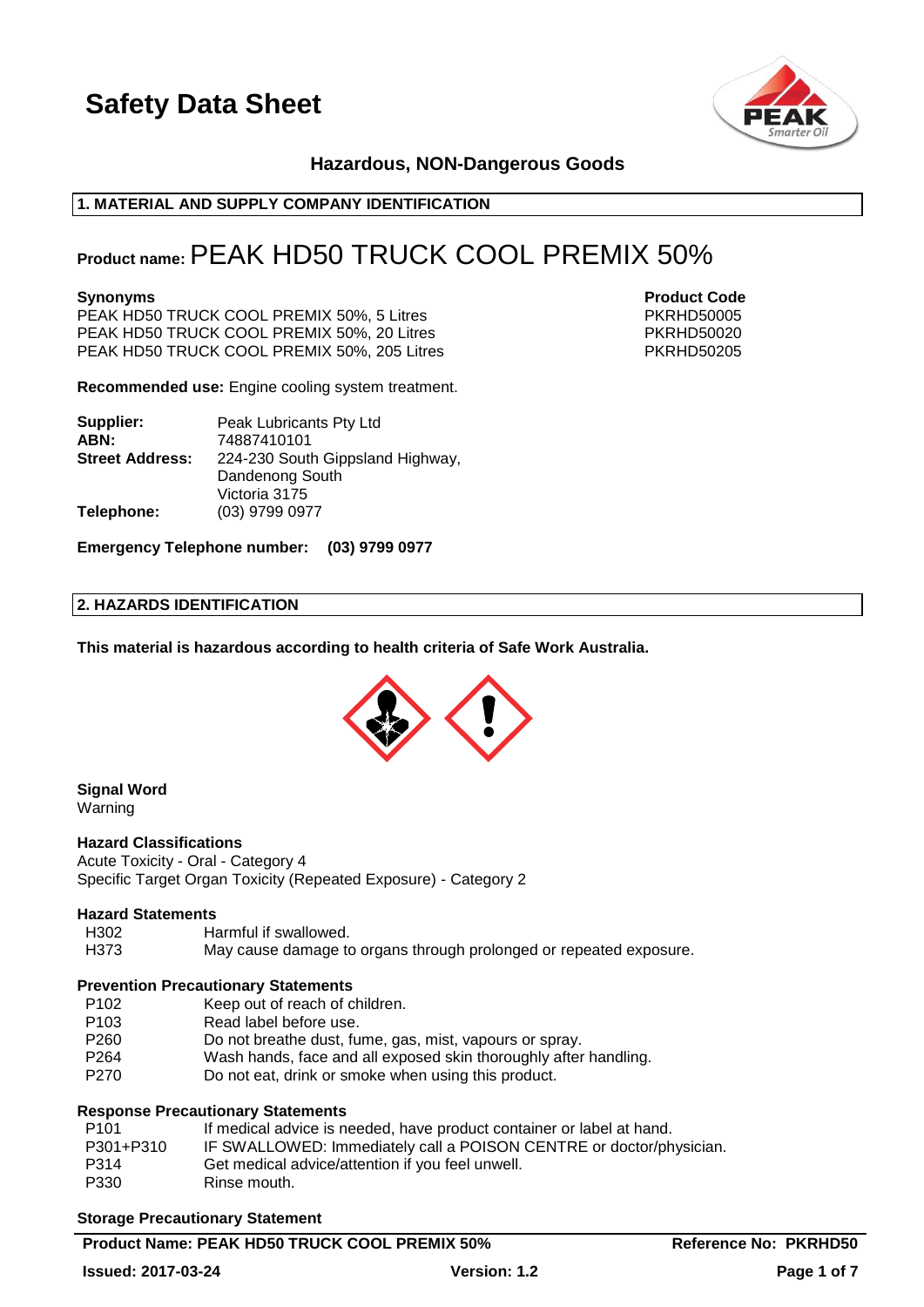# Safety Data Sheet

### Hazardous, NON-Dangerous Goods

## 1. MATERIAL AND SUPPLY COMPANY IDENTIFICATION

**Product name:** PEAK HD50 TRUCK COOL PREMIX 50%

| **Synonyms** | **Product Code** |
| --- | --- |
| PEAK HD50 TRUCK COOL PREMIX 50%, 5 Litres | PKRHD50005 |
| PEAK HD50 TRUCK COOL PREMIX 50%, 20 Litres | PKRHD50020 |
| PEAK HD50 TRUCK COOL PREMIX 50%, 205 Litres | PKRHD50205 |

**Recommended use:** Engine cooling system treatment.

**Supplier:** Peak Lubricants Pty Ltd
**ABN:** 74887410101
**Street Address:** 224-230 South Gippsland Highway, Dandenong South Victoria 3175
**Telephone:** (03) 9799 0977

**Emergency Telephone number: (03) 9799 0977**

## 2. HAZARDS IDENTIFICATION

**This material is hazardous according to health criteria of Safe Work Australia.**

**Signal Word**
Warning

**Hazard Classifications**
Acute Toxicity - Oral - Category 4
Specific Target Organ Toxicity (Repeated Exposure) - Category 2

**Hazard Statements**

| | |
| --- | --- |
| H302 | Harmful if swallowed. |
| H373 | May cause damage to organs through prolonged or repeated exposure. |

**Prevention Precautionary Statements**

| | |
| --- | --- |
| P102 | Keep out of reach of children. |
| P103 | Read label before use. |
| P260 | Do not breathe dust, fume, gas, mist, vapours or spray. |
| P264 | Wash hands, face and all exposed skin thoroughly after handling. |
| P270 | Do not eat, drink or smoke when using this product. |

**Response Precautionary Statements**

| | |
| --- | --- |
| P101 | If medical advice is needed, have product container or label at hand. |
| P301+P310 | IF SWALLOWED: Immediately call a POISON CENTRE or doctor/physician. |
| P314 | Get medical advice/attention if you feel unwell. |
| P330 | Rinse mouth. |

**Storage Precautionary Statement**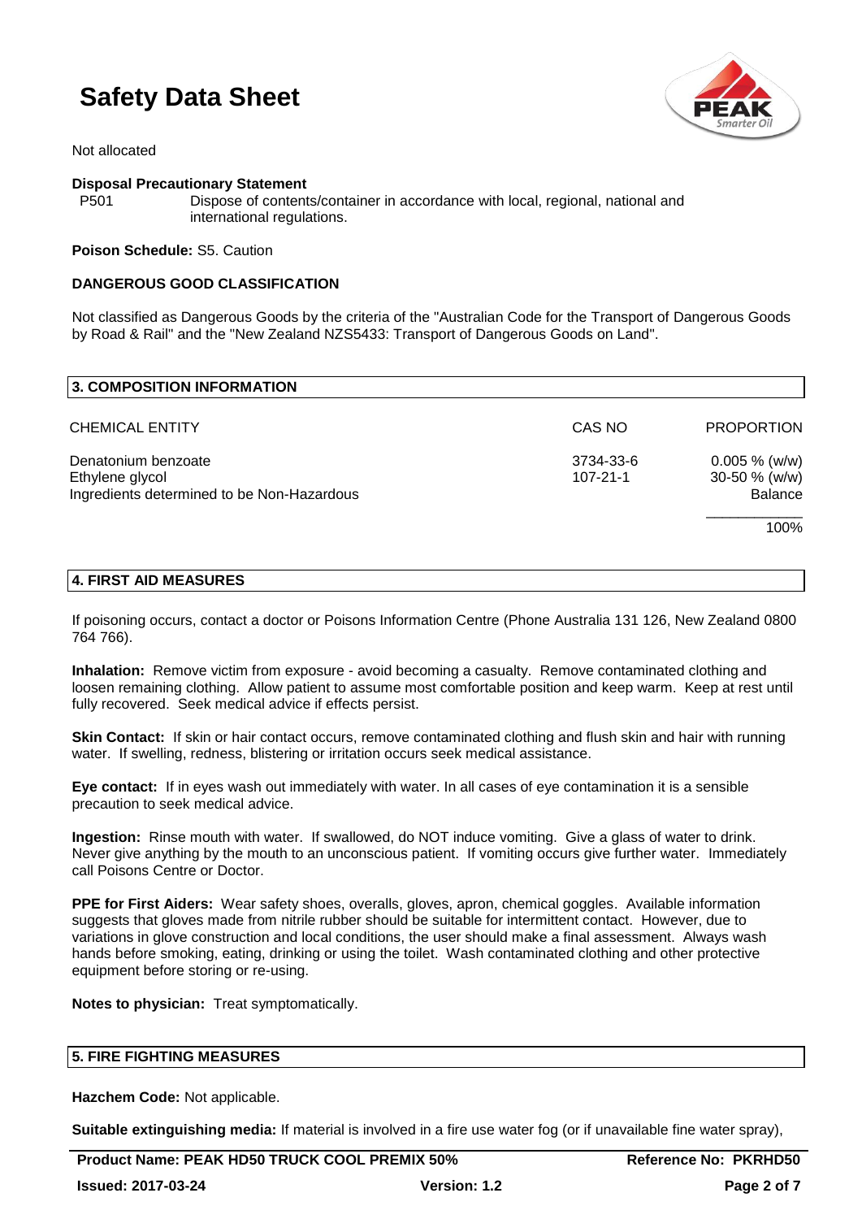Not allocated

**Disposal Precautionary Statement**

P501 Dispose of contents/container in accordance with local, regional, national and international regulations.

**Poison Schedule:** S5. Caution

**DANGEROUS GOOD CLASSIFICATION**

Not classified as Dangerous Goods by the criteria of the "Australian Code for the Transport of Dangerous Goods by Road & Rail" and the "New Zealand NZS5433: Transport of Dangerous Goods on Land".

## 3. COMPOSITION INFORMATION

| CHEMICAL ENTITY | CAS NO | PROPORTION |
|---|---|---|
| Denatonium benzoate | 3734-33-6 | 0.005 % (w/w) |
| Ethylene glycol | 107-21-1 | 30-50 % (w/w) |
| Ingredients determined to be Non-Hazardous | | Balance |
| | | 100% |

## 4. FIRST AID MEASURES

If poisoning occurs, contact a doctor or Poisons Information Centre (Phone Australia 131 126, New Zealand 0800 764 766).

**Inhalation:** Remove victim from exposure - avoid becoming a casualty. Remove contaminated clothing and loosen remaining clothing. Allow patient to assume most comfortable position and keep warm. Keep at rest until fully recovered. Seek medical advice if effects persist.

**Skin Contact:** If skin or hair contact occurs, remove contaminated clothing and flush skin and hair with running water. If swelling, redness, blistering or irritation occurs seek medical assistance.

**Eye contact:** If in eyes wash out immediately with water. In all cases of eye contamination it is a sensible precaution to seek medical advice.

**Ingestion:** Rinse mouth with water. If swallowed, do NOT induce vomiting. Give a glass of water to drink. Never give anything by the mouth to an unconscious patient. If vomiting occurs give further water. Immediately call Poisons Centre or Doctor.

**PPE for First Aiders:** Wear safety shoes, overalls, gloves, apron, chemical goggles. Available information suggests that gloves made from nitrile rubber should be suitable for intermittent contact. However, due to variations in glove construction and local conditions, the user should make a final assessment. Always wash hands before smoking, eating, drinking or using the toilet. Wash contaminated clothing and other protective equipment before storing or re-using.

**Notes to physician:** Treat symptomatically.

## 5. FIRE FIGHTING MEASURES

**Hazchem Code:** Not applicable.

**Suitable extinguishing media:** If material is involved in a fire use water fog (or if unavailable fine water spray),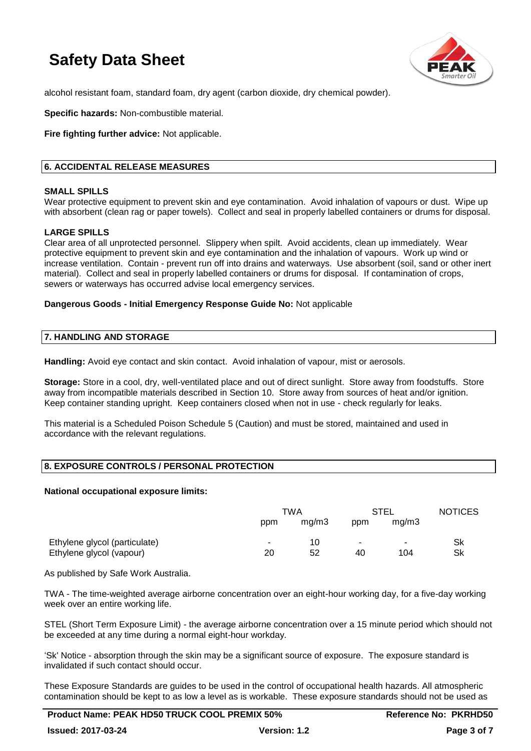alcohol resistant foam, standard foam, dry agent (carbon dioxide, dry chemical powder).

**Specific hazards:** Non-combustible material.

**Fire fighting further advice:** Not applicable.

## 6. ACCIDENTAL RELEASE MEASURES

**SMALL SPILLS**

Wear protective equipment to prevent skin and eye contamination. Avoid inhalation of vapours or dust. Wipe up with absorbent (clean rag or paper towels). Collect and seal in properly labelled containers or drums for disposal.

**LARGE SPILLS**

Clear area of all unprotected personnel. Slippery when spilt. Avoid accidents, clean up immediately. Wear protective equipment to prevent skin and eye contamination and the inhalation of vapours. Work up wind or increase ventilation. Contain - prevent run off into drains and waterways. Use absorbent (soil, sand or other inert material). Collect and seal in properly labelled containers or drums for disposal. If contamination of crops, sewers or waterways has occurred advise local emergency services.

**Dangerous Goods - Initial Emergency Response Guide No:** Not applicable

## 7. HANDLING AND STORAGE

**Handling:** Avoid eye contact and skin contact. Avoid inhalation of vapour, mist or aerosols.

**Storage:** Store in a cool, dry, well-ventilated place and out of direct sunlight. Store away from foodstuffs. Store away from incompatible materials described in Section 10. Store away from sources of heat and/or ignition. Keep container standing upright. Keep containers closed when not in use - check regularly for leaks.

This material is a Scheduled Poison Schedule 5 (Caution) and must be stored, maintained and used in accordance with the relevant regulations.

## 8. EXPOSURE CONTROLS / PERSONAL PROTECTION

**National occupational exposure limits:**

| | TWA | | STEL | | NOTICES |
|---|---|---|---|---|---|
| | ppm | mg/m3 | ppm | mg/m3 | |
| Ethylene glycol (particulate) | - | 10 | - | - | Sk |
| Ethylene glycol (vapour) | 20 | 52 | 40 | 104 | Sk |

As published by Safe Work Australia.

TWA - The time-weighted average airborne concentration over an eight-hour working day, for a five-day working week over an entire working life.

STEL (Short Term Exposure Limit) - the average airborne concentration over a 15 minute period which should not be exceeded at any time during a normal eight-hour workday.

'Sk' Notice - absorption through the skin may be a significant source of exposure. The exposure standard is invalidated if such contact should occur.

These Exposure Standards are guides to be used in the control of occupational health hazards. All atmospheric contamination should be kept to as low a level as is workable. These exposure standards should not be used as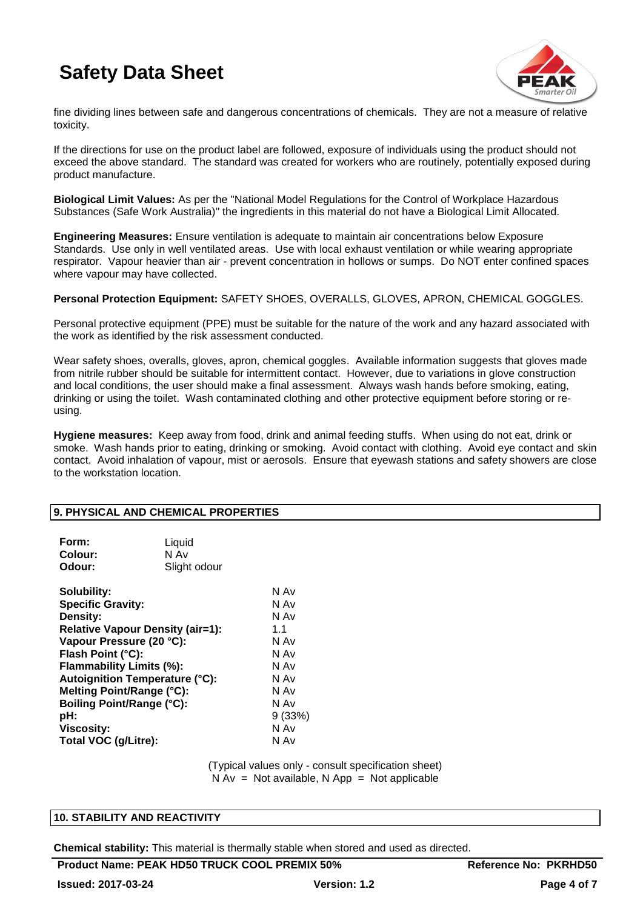fine dividing lines between safe and dangerous concentrations of chemicals. They are not a measure of relative toxicity.

If the directions for use on the product label are followed, exposure of individuals using the product should not exceed the above standard. The standard was created for workers who are routinely, potentially exposed during product manufacture.

**Biological Limit Values:** As per the "National Model Regulations for the Control of Workplace Hazardous Substances (Safe Work Australia)" the ingredients in this material do not have a Biological Limit Allocated.

**Engineering Measures:** Ensure ventilation is adequate to maintain air concentrations below Exposure Standards. Use only in well ventilated areas. Use with local exhaust ventilation or while wearing appropriate respirator. Vapour heavier than air - prevent concentration in hollows or sumps. Do NOT enter confined spaces where vapour may have collected.

**Personal Protection Equipment:** SAFETY SHOES, OVERALLS, GLOVES, APRON, CHEMICAL GOGGLES.

Personal protective equipment (PPE) must be suitable for the nature of the work and any hazard associated with the work as identified by the risk assessment conducted.

Wear safety shoes, overalls, gloves, apron, chemical goggles. Available information suggests that gloves made from nitrile rubber should be suitable for intermittent contact. However, due to variations in glove construction and local conditions, the user should make a final assessment. Always wash hands before smoking, eating, drinking or using the toilet. Wash contaminated clothing and other protective equipment before storing or re-using.

**Hygiene measures:** Keep away from food, drink and animal feeding stuffs. When using do not eat, drink or smoke. Wash hands prior to eating, drinking or smoking. Avoid contact with clothing. Avoid eye contact and skin contact. Avoid inhalation of vapour, mist or aerosols. Ensure that eyewash stations and safety showers are close to the workstation location.

## 9. PHYSICAL AND CHEMICAL PROPERTIES

| | |
|---|---|
| **Form:** | Liquid |
| **Colour:** | N Av |
| **Odour:** | Slight odour |

| | |
|---|---|
| **Solubility:** | N Av |
| **Specific Gravity:** | N Av |
| **Density:** | N Av |
| **Relative Vapour Density (air=1):** | 1.1 |
| **Vapour Pressure (20 °C):** | N Av |
| **Flash Point (°C):** | N Av |
| **Flammability Limits (%):** | N Av |
| **Autoignition Temperature (°C):** | N Av |
| **Melting Point/Range (°C):** | N Av |
| **Boiling Point/Range (°C):** | N Av |
| **pH:** | 9 (33%) |
| **Viscosity:** | N Av |
| **Total VOC (g/Litre):** | N Av |

(Typical values only - consult specification sheet)
N Av = Not available, N App = Not applicable

## 10. STABILITY AND REACTIVITY

**Chemical stability:** This material is thermally stable when stored and used as directed.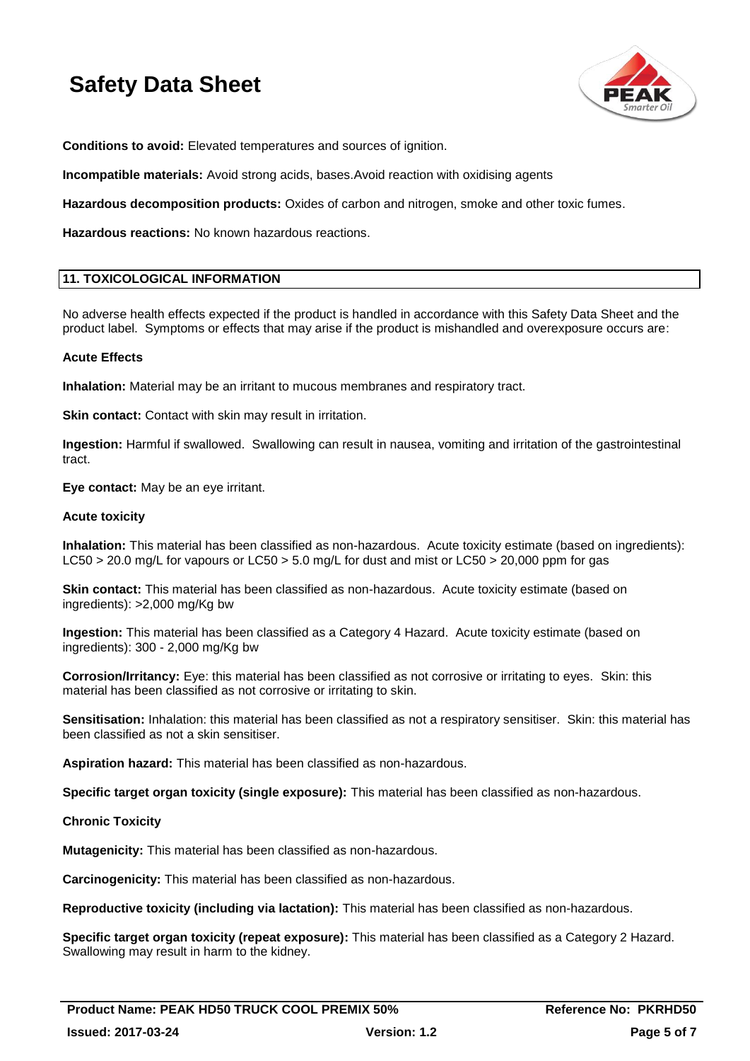**Conditions to avoid:** Elevated temperatures and sources of ignition.

**Incompatible materials:** Avoid strong acids, bases.Avoid reaction with oxidising agents

**Hazardous decomposition products:** Oxides of carbon and nitrogen, smoke and other toxic fumes.

**Hazardous reactions:** No known hazardous reactions.

## 11. TOXICOLOGICAL INFORMATION

No adverse health effects expected if the product is handled in accordance with this Safety Data Sheet and the product label. Symptoms or effects that may arise if the product is mishandled and overexposure occurs are:

**Acute Effects**

**Inhalation:** Material may be an irritant to mucous membranes and respiratory tract.

**Skin contact:** Contact with skin may result in irritation.

**Ingestion:** Harmful if swallowed. Swallowing can result in nausea, vomiting and irritation of the gastrointestinal tract.

**Eye contact:** May be an eye irritant.

**Acute toxicity**

**Inhalation:** This material has been classified as non-hazardous. Acute toxicity estimate (based on ingredients): LC50 > 20.0 mg/L for vapours or LC50 > 5.0 mg/L for dust and mist or LC50 > 20,000 ppm for gas

**Skin contact:** This material has been classified as non-hazardous. Acute toxicity estimate (based on ingredients): >2,000 mg/Kg bw

**Ingestion:** This material has been classified as a Category 4 Hazard. Acute toxicity estimate (based on ingredients): 300 - 2,000 mg/Kg bw

**Corrosion/Irritancy:** Eye: this material has been classified as not corrosive or irritating to eyes. Skin: this material has been classified as not corrosive or irritating to skin.

**Sensitisation:** Inhalation: this material has been classified as not a respiratory sensitiser. Skin: this material has been classified as not a skin sensitiser.

**Aspiration hazard:** This material has been classified as non-hazardous.

**Specific target organ toxicity (single exposure):** This material has been classified as non-hazardous.

**Chronic Toxicity**

**Mutagenicity:** This material has been classified as non-hazardous.

**Carcinogenicity:** This material has been classified as non-hazardous.

**Reproductive toxicity (including via lactation):** This material has been classified as non-hazardous.

**Specific target organ toxicity (repeat exposure):** This material has been classified as a Category 2 Hazard. Swallowing may result in harm to the kidney.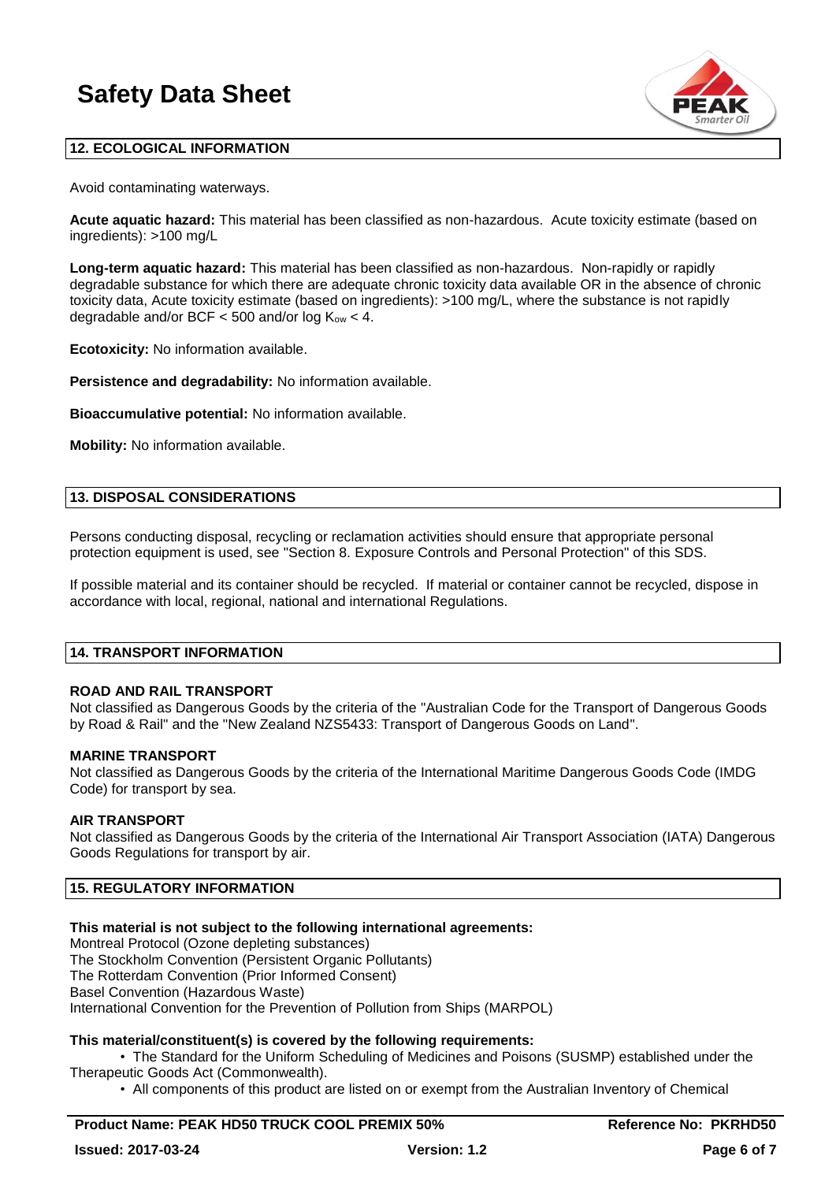## 12. ECOLOGICAL INFORMATION

Avoid contaminating waterways.

**Acute aquatic hazard:** This material has been classified as non-hazardous. Acute toxicity estimate (based on ingredients): >100 mg/L

**Long-term aquatic hazard:** This material has been classified as non-hazardous. Non-rapidly or rapidly degradable substance for which there are adequate chronic toxicity data available OR in the absence of chronic toxicity data, Acute toxicity estimate (based on ingredients): >100 mg/L, where the substance is not rapidly degradable and/or BCF < 500 and/or log $K_{ow}$ < 4.

**Ecotoxicity:** No information available.

**Persistence and degradability:** No information available.

**Bioaccumulative potential:** No information available.

**Mobility:** No information available.

## 13. DISPOSAL CONSIDERATIONS

Persons conducting disposal, recycling or reclamation activities should ensure that appropriate personal protection equipment is used, see "Section 8. Exposure Controls and Personal Protection" of this SDS.

If possible material and its container should be recycled. If material or container cannot be recycled, dispose in accordance with local, regional, national and international Regulations.

## 14. TRANSPORT INFORMATION

### ROAD AND RAIL TRANSPORT

Not classified as Dangerous Goods by the criteria of the "Australian Code for the Transport of Dangerous Goods by Road & Rail" and the "New Zealand NZS5433: Transport of Dangerous Goods on Land".

### MARINE TRANSPORT

Not classified as Dangerous Goods by the criteria of the International Maritime Dangerous Goods Code (IMDG Code) for transport by sea.

### AIR TRANSPORT

Not classified as Dangerous Goods by the criteria of the International Air Transport Association (IATA) Dangerous Goods Regulations for transport by air.

## 15. REGULATORY INFORMATION

**This material is not subject to the following international agreements:**

Montreal Protocol (Ozone depleting substances)
The Stockholm Convention (Persistent Organic Pollutants)
The Rotterdam Convention (Prior Informed Consent)
Basel Convention (Hazardous Waste)
International Convention for the Prevention of Pollution from Ships (MARPOL)

**This material/constituent(s) is covered by the following requirements:**

- The Standard for the Uniform Scheduling of Medicines and Poisons (SUSMP) established under the Therapeutic Goods Act (Commonwealth).
- All components of this product are listed on or exempt from the Australian Inventory of Chemical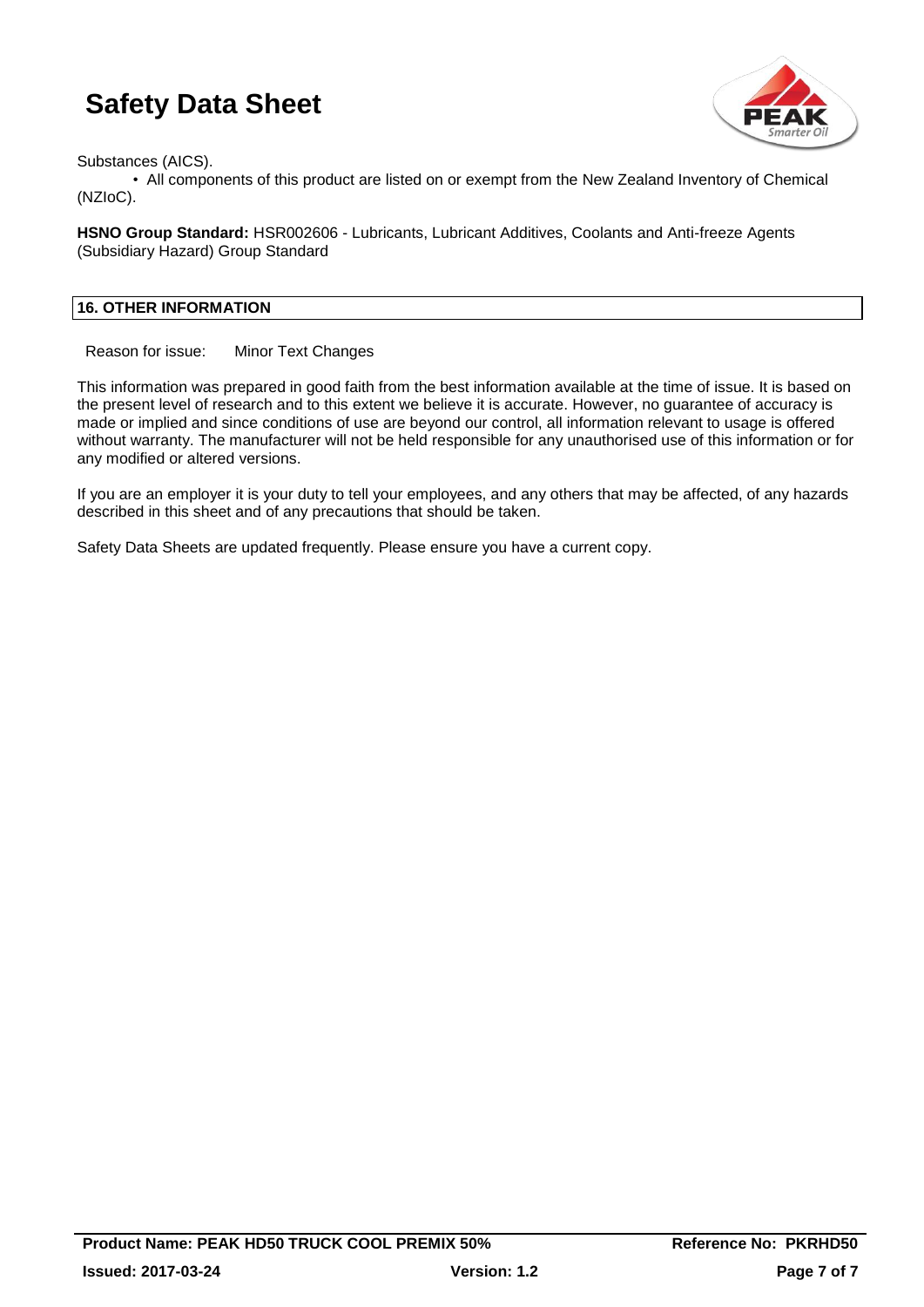Substances (AICS).

• All components of this product are listed on or exempt from the New Zealand Inventory of Chemical (NZIoC).

**HSNO Group Standard:** HSR002606 - Lubricants, Lubricant Additives, Coolants and Anti-freeze Agents (Subsidiary Hazard) Group Standard

## 16. OTHER INFORMATION

Reason for issue: Minor Text Changes

This information was prepared in good faith from the best information available at the time of issue. It is based on the present level of research and to this extent we believe it is accurate. However, no guarantee of accuracy is made or implied and since conditions of use are beyond our control, all information relevant to usage is offered without warranty. The manufacturer will not be held responsible for any unauthorised use of this information or for any modified or altered versions.

If you are an employer it is your duty to tell your employees, and any others that may be affected, of any hazards described in this sheet and of any precautions that should be taken.

Safety Data Sheets are updated frequently. Please ensure you have a current copy.